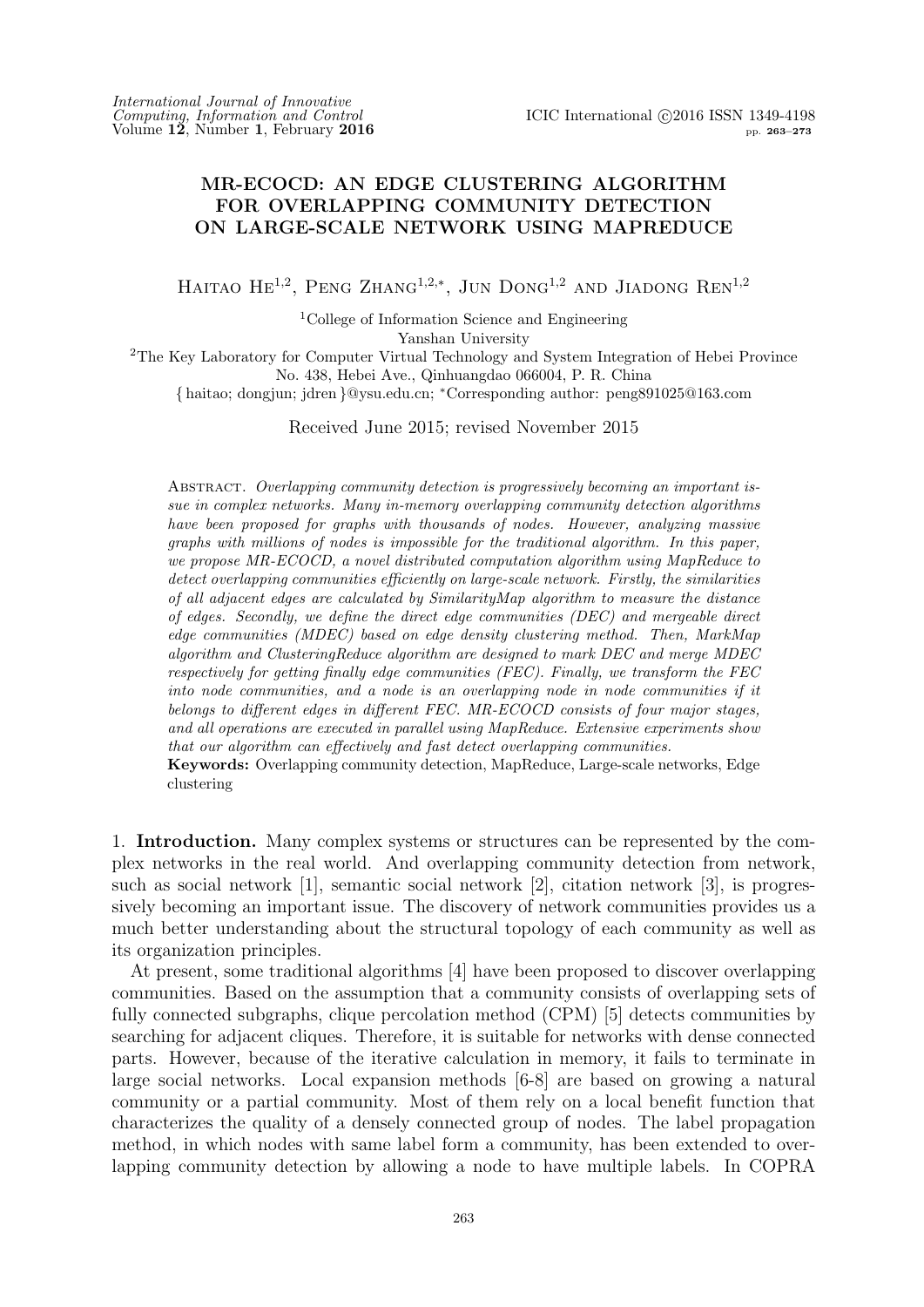# MR-ECOCD: AN EDGE CLUSTERING ALGORITHM FOR OVERLAPPING COMMUNITY DETECTION ON LARGE-SCALE NETWORK USING MAPREDUCE

Haitao He[1,2], Peng Zhang[1,2,*], Jun Dong[1,2] and Jiadong Ren[1,2]

[1]College of Information Science and Engineering
Yanshan University

[2]The Key Laboratory for Computer Virtual Technology and System Integration of Hebei Province
No. 438, Hebei Ave., Qinhuangdao 066004, P. R. China

{ haitao; dongjun; jdren }@ysu.edu.cn; *Corresponding author: peng891025@163.com

Received June 2015; revised November 2015

Abstract. *Overlapping community detection is progressively becoming an important issue in complex networks. Many in-memory overlapping community detection algorithms have been proposed for graphs with thousands of nodes. However, analyzing massive graphs with millions of nodes is impossible for the traditional algorithm. In this paper, we propose MR-ECOCD, a novel distributed computation algorithm using MapReduce to detect overlapping communities efficiently on large-scale network. Firstly, the similarities of all adjacent edges are calculated by SimilarityMap algorithm to measure the distance of edges. Secondly, we define the direct edge communities (DEC) and mergeable direct edge communities (MDEC) based on edge density clustering method. Then, MarkMap algorithm and ClusteringReduce algorithm are designed to mark DEC and merge MDEC respectively for getting finally edge communities (FEC). Finally, we transform the FEC into node communities, and a node is an overlapping node in node communities if it belongs to different edges in different FEC. MR-ECOCD consists of four major stages, and all operations are executed in parallel using MapReduce. Extensive experiments show that our algorithm can effectively and fast detect overlapping communities.*

**Keywords:** Overlapping community detection, MapReduce, Large-scale networks, Edge clustering

## 1. Introduction.

Many complex systems or structures can be represented by the complex networks in the real world. And overlapping community detection from network, such as social network [1], semantic social network [2], citation network [3], is progressively becoming an important issue. The discovery of network communities provides us a much better understanding about the structural topology of each community as well as its organization principles.

At present, some traditional algorithms [4] have been proposed to discover overlapping communities. Based on the assumption that a community consists of overlapping sets of fully connected subgraphs, clique percolation method (CPM) [5] detects communities by searching for adjacent cliques. Therefore, it is suitable for networks with dense connected parts. However, because of the iterative calculation in memory, it fails to terminate in large social networks. Local expansion methods [6-8] are based on growing a natural community or a partial community. Most of them rely on a local benefit function that characterizes the quality of a densely connected group of nodes. The label propagation method, in which nodes with same label form a community, has been extended to overlapping community detection by allowing a node to have multiple labels. In COPRA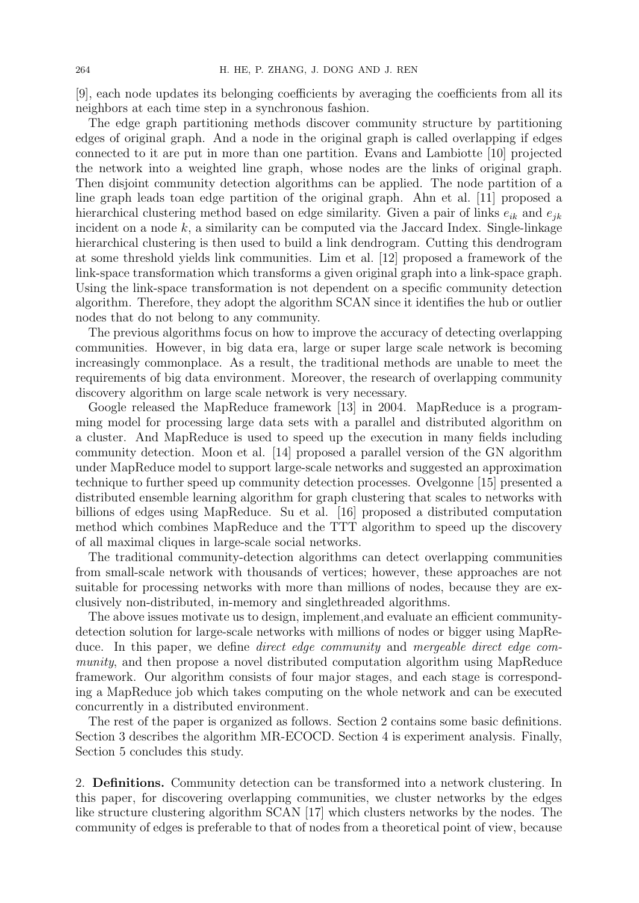[9], each node updates its belonging coefficients by averaging the coefficients from all its neighbors at each time step in a synchronous fashion.

The edge graph partitioning methods discover community structure by partitioning edges of original graph. And a node in the original graph is called overlapping if edges connected to it are put in more than one partition. Evans and Lambiotte [10] projected the network into a weighted line graph, whose nodes are the links of original graph. Then disjoint community detection algorithms can be applied. The node partition of a line graph leads toan edge partition of the original graph. Ahn et al. [11] proposed a hierarchical clustering method based on edge similarity. Given a pair of links $e_{ik}$ and $e_{jk}$ incident on a node $k$, a similarity can be computed via the Jaccard Index. Single-linkage hierarchical clustering is then used to build a link dendrogram. Cutting this dendrogram at some threshold yields link communities. Lim et al. [12] proposed a framework of the link-space transformation which transforms a given original graph into a link-space graph. Using the link-space transformation is not dependent on a specific community detection algorithm. Therefore, they adopt the algorithm SCAN since it identifies the hub or outlier nodes that do not belong to any community.

The previous algorithms focus on how to improve the accuracy of detecting overlapping communities. However, in big data era, large or super large scale network is becoming increasingly commonplace. As a result, the traditional methods are unable to meet the requirements of big data environment. Moreover, the research of overlapping community discovery algorithm on large scale network is very necessary.

Google released the MapReduce framework [13] in 2004. MapReduce is a programming model for processing large data sets with a parallel and distributed algorithm on a cluster. And MapReduce is used to speed up the execution in many fields including community detection. Moon et al. [14] proposed a parallel version of the GN algorithm under MapReduce model to support large-scale networks and suggested an approximation technique to further speed up community detection processes. Ovelgonne [15] presented a distributed ensemble learning algorithm for graph clustering that scales to networks with billions of edges using MapReduce. Su et al. [16] proposed a distributed computation method which combines MapReduce and the TTT algorithm to speed up the discovery of all maximal cliques in large-scale social networks.

The traditional community-detection algorithms can detect overlapping communities from small-scale network with thousands of vertices; however, these approaches are not suitable for processing networks with more than millions of nodes, because they are exclusively non-distributed, in-memory and singlethreaded algorithms.

The above issues motivate us to design, implement,and evaluate an efficient community-detection solution for large-scale networks with millions of nodes or bigger using MapReduce. In this paper, we define *direct edge community* and *mergeable direct edge community*, and then propose a novel distributed computation algorithm using MapReduce framework. Our algorithm consists of four major stages, and each stage is corresponding a MapReduce job which takes computing on the whole network and can be executed concurrently in a distributed environment.

The rest of the paper is organized as follows. Section 2 contains some basic definitions. Section 3 describes the algorithm MR-ECOCD. Section 4 is experiment analysis. Finally, Section 5 concludes this study.

## 2. Definitions.

Community detection can be transformed into a network clustering. In this paper, for discovering overlapping communities, we cluster networks by the edges like structure clustering algorithm SCAN [17] which clusters networks by the nodes. The community of edges is preferable to that of nodes from a theoretical point of view, because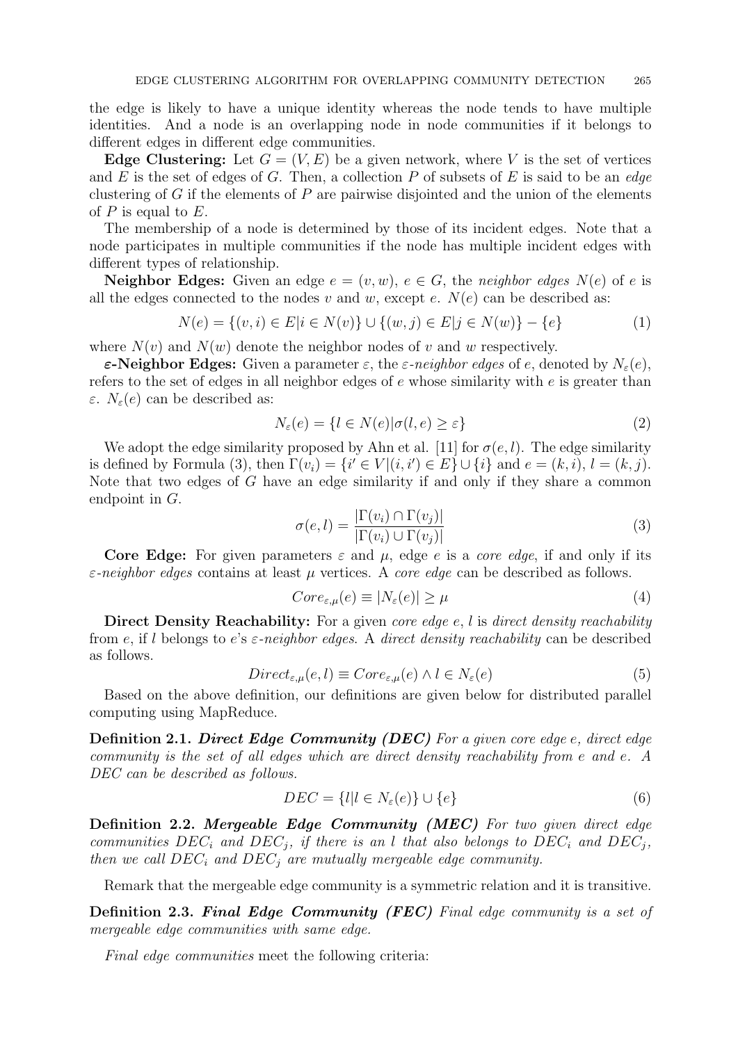the edge is likely to have a unique identity whereas the node tends to have multiple identities. And a node is an overlapping node in node communities if it belongs to different edges in different edge communities.

**Edge Clustering:** Let $G = (V, E)$ be a given network, where $V$ is the set of vertices and $E$ is the set of edges of $G$. Then, a collection $P$ of subsets of $E$ is said to be an *edge* clustering of $G$ if the elements of $P$ are pairwise disjointed and the union of the elements of $P$ is equal to $E$.

The membership of a node is determined by those of its incident edges. Note that a node participates in multiple communities if the node has multiple incident edges with different types of relationship.

**Neighbor Edges:** Given an edge $e = (v, w)$, $e \in G$, the *neighbor edges* $N(e)$ of $e$ is all the edges connected to the nodes $v$ and $w$, except $e$. $N(e)$ can be described as:

$$N(e) = \{(v, i) \in E | i \in N(v)\} \cup \{(w, j) \in E | j \in N(w)\} - \{e\} \tag{1}$$

where $N(v)$ and $N(w)$ denote the neighbor nodes of $v$ and $w$ respectively.

***ε*-Neighbor Edges:** Given a parameter $\varepsilon$, the *ε-neighbor edges* of $e$, denoted by $N_\varepsilon(e)$, refers to the set of edges in all neighbor edges of $e$ whose similarity with $e$ is greater than $\varepsilon$. $N_\varepsilon(e)$ can be described as:

$$N_\varepsilon(e) = \{l \in N(e) | \sigma(l, e) \geq \varepsilon\} \tag{2}$$

We adopt the edge similarity proposed by Ahn et al. [11] for $\sigma(e, l)$. The edge similarity is defined by Formula (3), then $\Gamma(v_i) = \{i' \in V | (i, i') \in E\} \cup \{i\}$ and $e = (k, i)$, $l = (k, j)$. Note that two edges of $G$ have an edge similarity if and only if they share a common endpoint in $G$.

$$\sigma(e, l) = \frac{|\Gamma(v_i) \cap \Gamma(v_j)|}{|\Gamma(v_i) \cup \Gamma(v_j)|} \tag{3}$$

**Core Edge:** For given parameters $\varepsilon$ and $\mu$, edge $e$ is a *core edge*, if and only if its *ε-neighbor edges* contains at least $\mu$ vertices. A *core edge* can be described as follows.

$$Core_{\varepsilon,\mu}(e) \equiv |N_\varepsilon(e)| \geq \mu \tag{4}$$

**Direct Density Reachability:** For a given *core edge* $e$, $l$ is *direct density reachability* from $e$, if $l$ belongs to $e$'s *ε-neighbor edges*. A *direct density reachability* can be described as follows.

$$Direct_{\varepsilon,\mu}(e, l) \equiv Core_{\varepsilon,\mu}(e) \wedge l \in N_\varepsilon(e) \tag{5}$$

Based on the above definition, our definitions are given below for distributed parallel computing using MapReduce.

**Definition 2.1.** ***Direct Edge Community (DEC)*** *For a given core edge $e$, direct edge community is the set of all edges which are direct density reachability from $e$ and $e$. A DEC can be described as follows.*

$$DEC = \{l | l \in N_\varepsilon(e)\} \cup \{e\} \tag{6}$$

**Definition 2.2.** ***Mergeable Edge Community (MEC)*** *For two given direct edge communities $DEC_i$ and $DEC_j$, if there is an $l$ that also belongs to $DEC_i$ and $DEC_j$, then we call $DEC_i$ and $DEC_j$ are mutually mergeable edge community.*

Remark that the mergeable edge community is a symmetric relation and it is transitive.

**Definition 2.3.** ***Final Edge Community (FEC)*** *Final edge community is a set of mergeable edge communities with same edge.*

*Final edge communities* meet the following criteria: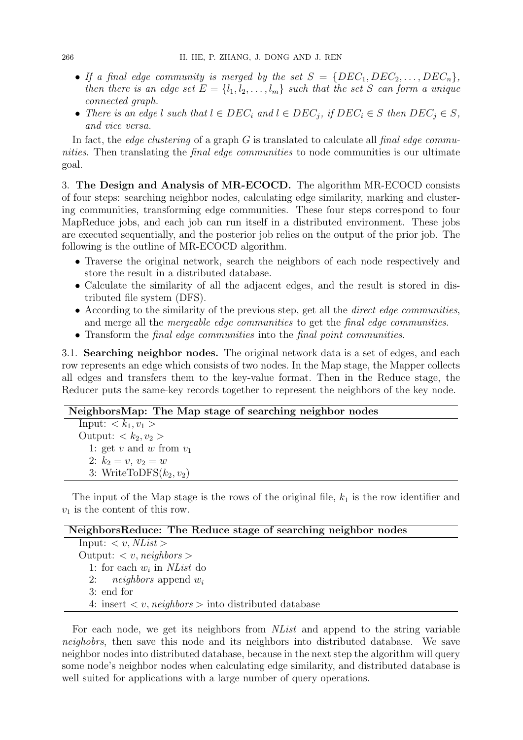- *If a final edge community is merged by the set $S = \{DEC_1, DEC_2, \dots, DEC_n\}$, then there is an edge set $E = \{l_1, l_2, \dots, l_m\}$ such that the set $S$ can form a unique connected graph.*
- *There is an edge $l$ such that $l \in DEC_i$ and $l \in DEC_j$, if $DEC_i \in S$ then $DEC_j \in S$, and vice versa.*

In fact, the *edge clustering* of a graph $G$ is translated to calculate all *final edge communities*. Then translating the *final edge communities* to node communities is our ultimate goal.

## 3. The Design and Analysis of MR-ECOCD.

The algorithm MR-ECOCD consists of four steps: searching neighbor nodes, calculating edge similarity, marking and clustering communities, transforming edge communities. These four steps correspond to four MapReduce jobs, and each job can run itself in a distributed environment. These jobs are executed sequentially, and the posterior job relies on the output of the prior job. The following is the outline of MR-ECOCD algorithm.

- Traverse the original network, search the neighbors of each node respectively and store the result in a distributed database.
- Calculate the similarity of all the adjacent edges, and the result is stored in distributed file system (DFS).
- According to the similarity of the previous step, get all the *direct edge communities*, and merge all the *mergeable edge communities* to get the *final edge communities*.
- Transform the *final edge communities* into the *final point communities*.

### 3.1. Searching neighbor nodes.

The original network data is a set of edges, and each row represents an edge which consists of two nodes. In the Map stage, the Mapper collects all edges and transfers them to the key-value format. Then in the Reduce stage, the Reducer puts the same-key records together to represent the neighbors of the key node.

**NeighborsMap: The Map stage of searching neighbor nodes**

Input: $< k_1, v_1 >$
Output: $< k_2, v_2 >$
1: get $v$ and $w$ from $v_1$
2: $k_2 = v$, $v_2 = w$
3: WriteToDFS($k_2, v_2$)

The input of the Map stage is the rows of the original file, $k_1$ is the row identifier and $v_1$ is the content of this row.

**NeighborsReduce: The Reduce stage of searching neighbor nodes**

Input: $< v, NList >$
Output: $< v, neighbors >$
1: for each $w_i$ in *NList* do
2: *neighbors* append $w_i$
3: end for
4: insert $< v, neighbors >$ into distributed database

For each node, we get its neighbors from *NList* and append to the string variable *neighobrs*, then save this node and its neighbors into distributed database. We save neighbor nodes into distributed database, because in the next step the algorithm will query some node's neighbor nodes when calculating edge similarity, and distributed database is well suited for applications with a large number of query operations.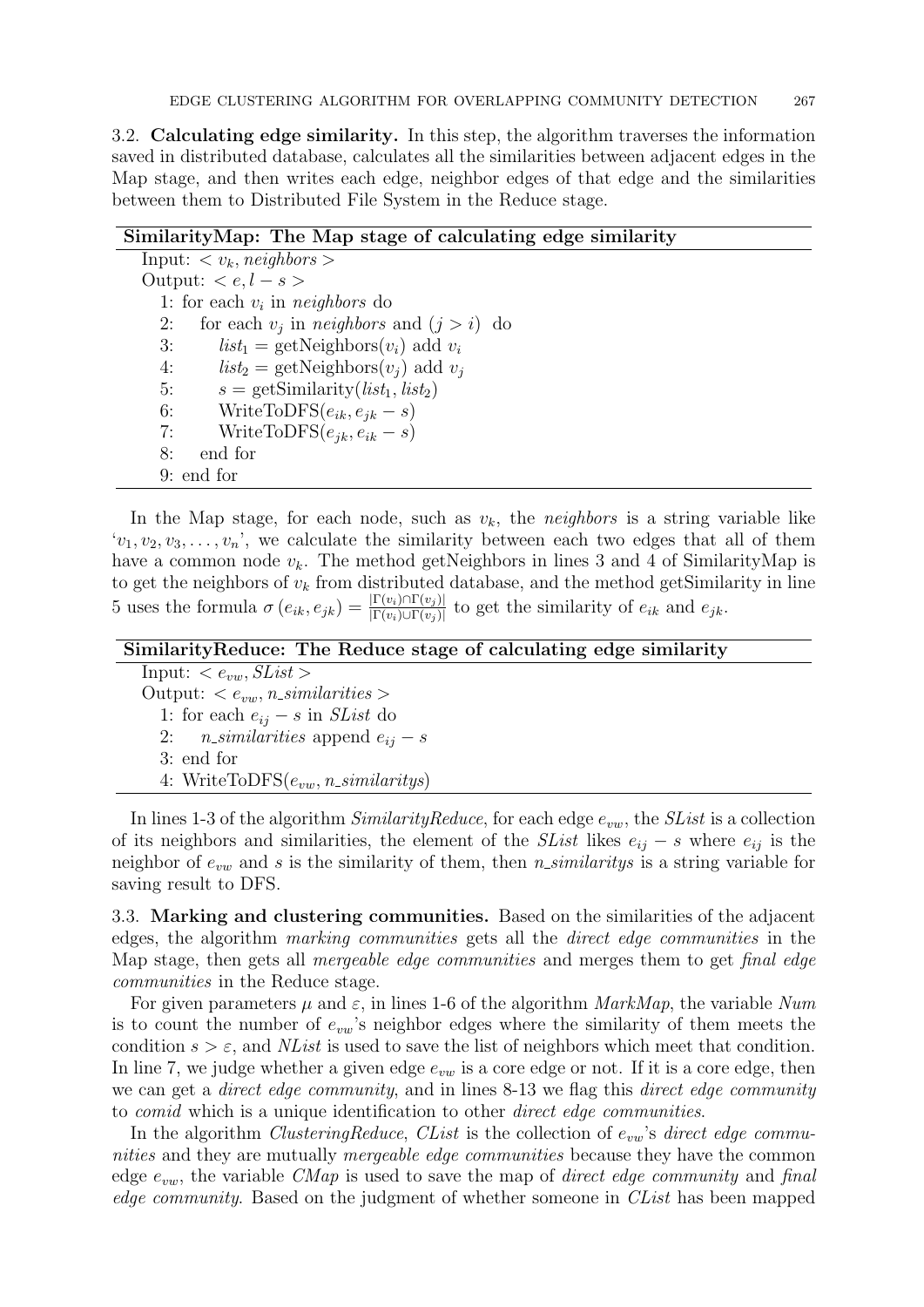3.2. **Calculating edge similarity.** In this step, the algorithm traverses the information saved in distributed database, calculates all the similarities between adjacent edges in the Map stage, and then writes each edge, neighbor edges of that edge and the similarities between them to Distributed File System in the Reduce stage.

**SimilarityMap: The Map stage of calculating edge similarity**

Input: $< v_k, neighbors >$
Output: $< e, l - s >$

1: for each $v_i$ in *neighbors* do
2: &nbsp;&nbsp;&nbsp;&nbsp;for each $v_j$ in *neighbors* and $(j > i)$ do
3: &nbsp;&nbsp;&nbsp;&nbsp;&nbsp;&nbsp;&nbsp;&nbsp;$list_1$ = getNeighbors($v_i$) add $v_i$
4: &nbsp;&nbsp;&nbsp;&nbsp;&nbsp;&nbsp;&nbsp;&nbsp;$list_2$ = getNeighbors($v_j$) add $v_j$
5: &nbsp;&nbsp;&nbsp;&nbsp;&nbsp;&nbsp;&nbsp;&nbsp;$s$ = getSimilarity($list_1$, $list_2$)
6: &nbsp;&nbsp;&nbsp;&nbsp;&nbsp;&nbsp;&nbsp;&nbsp;WriteToDFS($e_{ik}, e_{jk} - s$)
7: &nbsp;&nbsp;&nbsp;&nbsp;&nbsp;&nbsp;&nbsp;&nbsp;WriteToDFS($e_{jk}, e_{ik} - s$)
8: &nbsp;&nbsp;&nbsp;&nbsp;end for
9: end for

In the Map stage, for each node, such as $v_k$, the *neighbors* is a string variable like '$v_1, v_2, v_3, \ldots, v_n$', we calculate the similarity between each two edges that all of them have a common node $v_k$. The method getNeighbors in lines 3 and 4 of SimilarityMap is to get the neighbors of $v_k$ from distributed database, and the method getSimilarity in line 5 uses the formula $\sigma(e_{ik}, e_{jk}) = \frac{|\Gamma(v_i) \cap \Gamma(v_j)|}{|\Gamma(v_i) \cup \Gamma(v_j)|}$ to get the similarity of $e_{ik}$ and $e_{jk}$.

**SimilarityReduce: The Reduce stage of calculating edge similarity**

Input: $< e_{vw}, SList >$
Output: $< e_{vw}, n\_similarities >$

1: for each $e_{ij} - s$ in *SList* do
2: &nbsp;&nbsp;&nbsp;&nbsp;*n_similarities* append $e_{ij} - s$
3: end for
4: WriteToDFS($e_{vw}$, *n_similaritys*)

In lines 1-3 of the algorithm *SimilarityReduce*, for each edge $e_{vw}$, the *SList* is a collection of its neighbors and similarities, the element of the *SList* likes $e_{ij} - s$ where $e_{ij}$ is the neighbor of $e_{vw}$ and $s$ is the similarity of them, then *n_similaritys* is a string variable for saving result to DFS.

3.3. **Marking and clustering communities.** Based on the similarities of the adjacent edges, the algorithm *marking communities* gets all the *direct edge communities* in the Map stage, then gets all *mergeable edge communities* and merges them to get *final edge communities* in the Reduce stage.

For given parameters $\mu$ and $\varepsilon$, in lines 1-6 of the algorithm *MarkMap*, the variable *Num* is to count the number of $e_{vw}$'s neighbor edges where the similarity of them meets the condition $s > \varepsilon$, and *NList* is used to save the list of neighbors which meet that condition. In line 7, we judge whether a given edge $e_{vw}$ is a core edge or not. If it is a core edge, then we can get a *direct edge community*, and in lines 8-13 we flag this *direct edge community* to *comid* which is a unique identification to other *direct edge communities*.

In the algorithm *ClusteringReduce*, *CList* is the collection of $e_{vw}$'s *direct edge communities* and they are mutually *mergeable edge communities* because they have the common edge $e_{vw}$, the variable *CMap* is used to save the map of *direct edge community* and *final edge community*. Based on the judgment of whether someone in *CList* has been mapped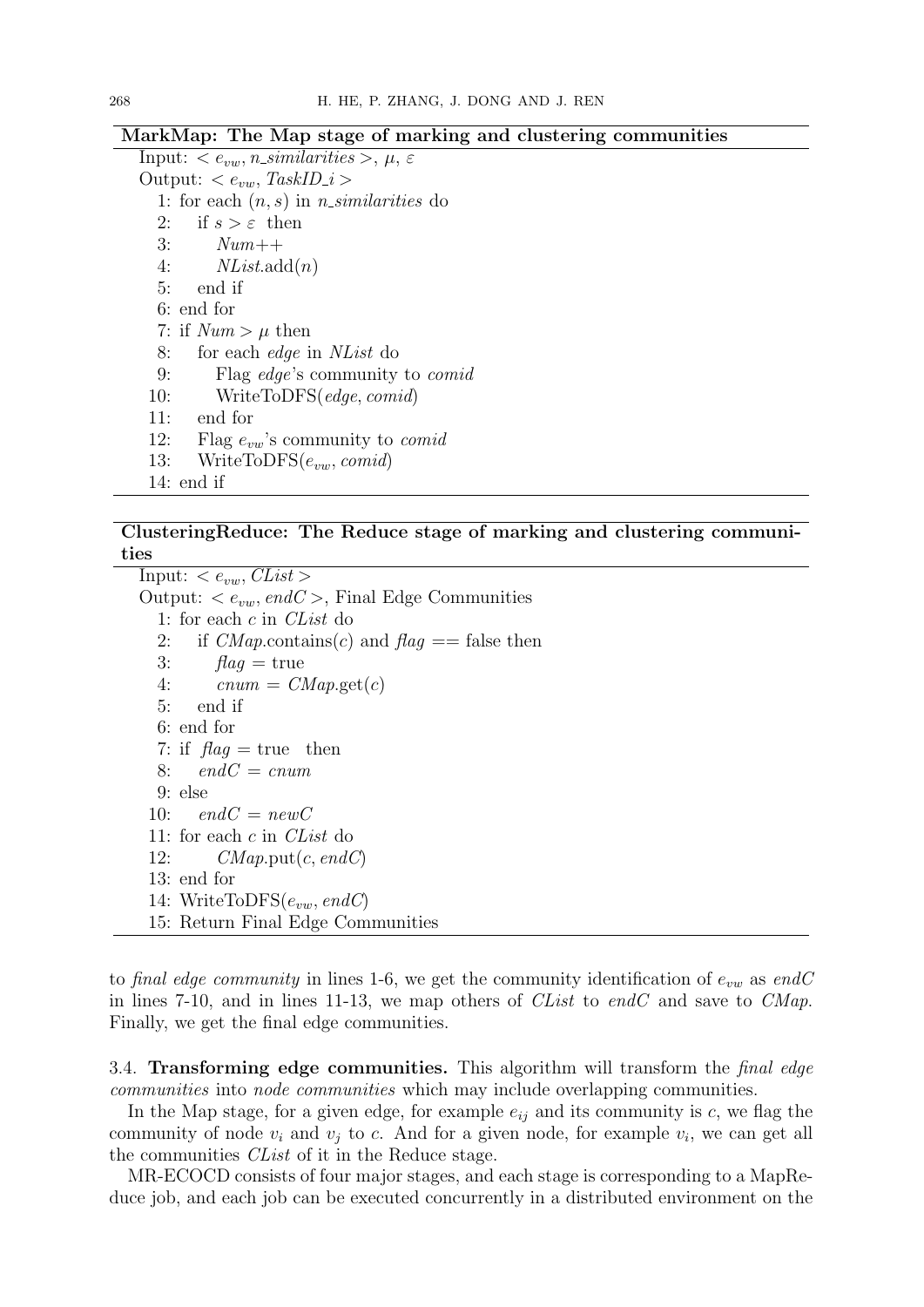**MarkMap: The Map stage of marking and clustering communities**

```
Input: < e_vw, n_similarities >, μ, ε
Output: < e_vw, TaskID_i >
  1: for each (n, s) in n_similarities do
  2:    if s > ε then
  3:       Num++
  4:       NList.add(n)
  5:    end if
  6: end for
  7: if Num > μ then
  8:    for each edge in NList do
  9:       Flag edge's community to comid
 10:       WriteToDFS(edge, comid)
 11:    end for
 12:    Flag e_vw's community to comid
 13:    WriteToDFS(e_vw, comid)
 14: end if
```

**ClusteringReduce: The Reduce stage of marking and clustering communities**

```
Input: < e_vw, CList >
Output: < e_vw, endC >, Final Edge Communities
  1: for each c in CList do
  2:    if CMap.contains(c) and flag == false then
  3:       flag = true
  4:       cnum = CMap.get(c)
  5:    end if
  6: end for
  7: if flag = true  then
  8:    endC = cnum
  9: else
 10:    endC = newC
 11: for each c in CList do
 12:       CMap.put(c, endC)
 13: end for
 14: WriteToDFS(e_vw, endC)
 15: Return Final Edge Communities
```

to *final edge community* in lines 1-6, we get the community identification of $e_{vw}$ as *endC* in lines 7-10, and in lines 11-13, we map others of *CList* to *endC* and save to *CMap*. Finally, we get the final edge communities.

3.4. **Transforming edge communities.** This algorithm will transform the *final edge communities* into *node communities* which may include overlapping communities.

In the Map stage, for a given edge, for example $e_{ij}$ and its community is $c$, we flag the community of node $v_i$ and $v_j$ to $c$. And for a given node, for example $v_i$, we can get all the communities *CList* of it in the Reduce stage.

MR-ECOCD consists of four major stages, and each stage is corresponding to a MapReduce job, and each job can be executed concurrently in a distributed environment on the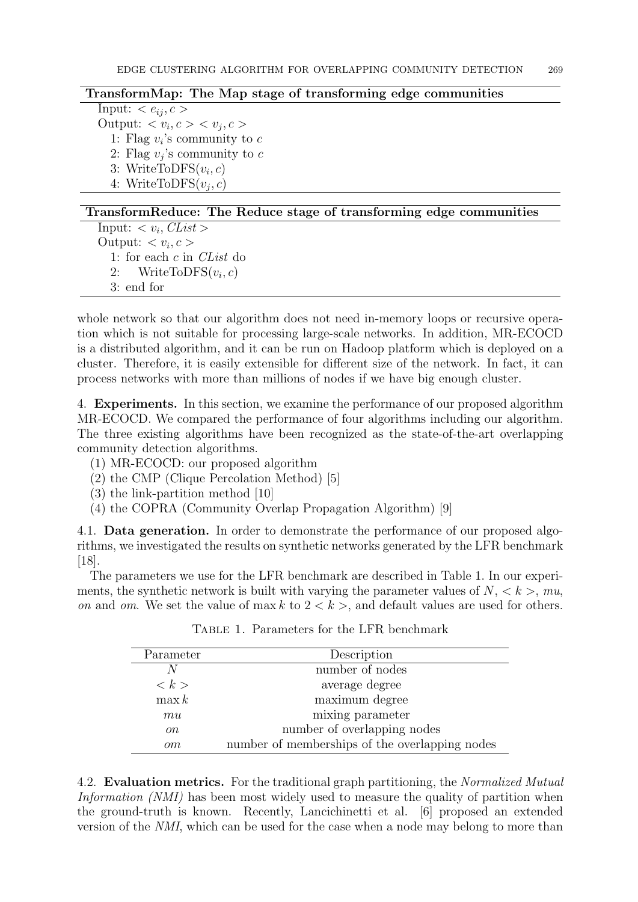**TransformMap: The Map stage of transforming edge communities**

Input: $< e_{ij}, c >$
Output: $< v_i, c > < v_j, c >$

1: Flag $v_i$'s community to $c$
2: Flag $v_j$'s community to $c$
3: WriteToDFS($v_i, c$)
4: WriteToDFS($v_j, c$)

**TransformReduce: The Reduce stage of transforming edge communities**

Input: $< v_i, CList >$
Output: $< v_i, c >$

1: for each $c$ in *CList* do
2: WriteToDFS($v_i, c$)
3: end for

whole network so that our algorithm does not need in-memory loops or recursive operation which is not suitable for processing large-scale networks. In addition, MR-ECOCD is a distributed algorithm, and it can be run on Hadoop platform which is deployed on a cluster. Therefore, it is easily extensible for different size of the network. In fact, it can process networks with more than millions of nodes if we have big enough cluster.

## 4. Experiments.

In this section, we examine the performance of our proposed algorithm MR-ECOCD. We compared the performance of four algorithms including our algorithm. The three existing algorithms have been recognized as the state-of-the-art overlapping community detection algorithms.

(1) MR-ECOCD: our proposed algorithm
(2) the CMP (Clique Percolation Method) [5]
(3) the link-partition method [10]
(4) the COPRA (Community Overlap Propagation Algorithm) [9]

### 4.1. Data generation.

In order to demonstrate the performance of our proposed algorithms, we investigated the results on synthetic networks generated by the LFR benchmark [18].

The parameters we use for the LFR benchmark are described in Table 1. In our experiments, the synthetic network is built with varying the parameter values of $N$, $< k >$, $mu$, $on$ and $om$. We set the value of $\max k$ to $2 < k >$, and default values are used for others.

Table 1. Parameters for the LFR benchmark

| Parameter | Description |
|---|---|
| $N$ | number of nodes |
| $< k >$ | average degree |
| $\max k$ | maximum degree |
| $mu$ | mixing parameter |
| $on$ | number of overlapping nodes |
| $om$ | number of memberships of the overlapping nodes |

### 4.2. Evaluation metrics.

For the traditional graph partitioning, the *Normalized Mutual Information (NMI)* has been most widely used to measure the quality of partition when the ground-truth is known. Recently, Lancichinetti et al. [6] proposed an extended version of the *NMI*, which can be used for the case when a node may belong to more than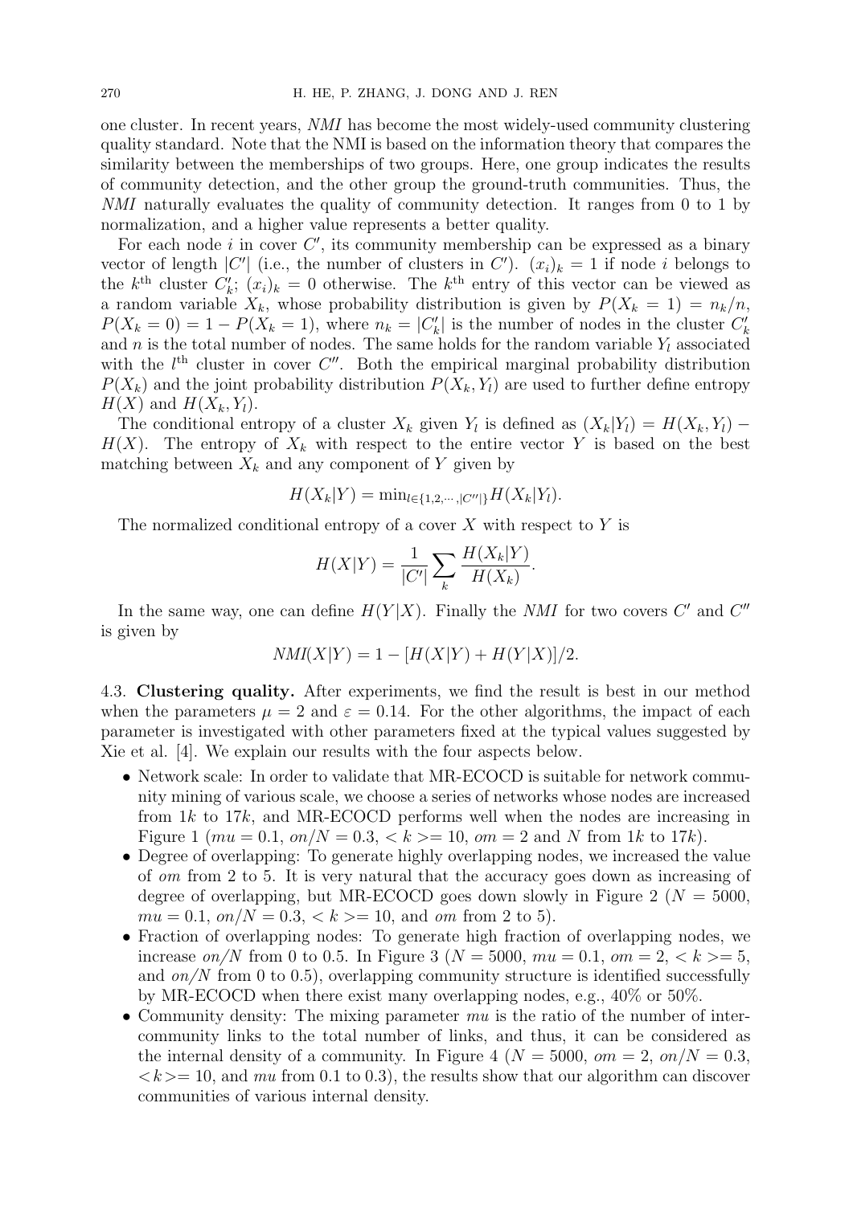one cluster. In recent years, *NMI* has become the most widely-used community clustering quality standard. Note that the NMI is based on the information theory that compares the similarity between the memberships of two groups. Here, one group indicates the results of community detection, and the other group the ground-truth communities. Thus, the *NMI* naturally evaluates the quality of community detection. It ranges from 0 to 1 by normalization, and a higher value represents a better quality.

For each node $i$ in cover $C'$, its community membership can be expressed as a binary vector of length $|C'|$ (i.e., the number of clusters in $C'$). $(x_i)_k = 1$ if node $i$ belongs to the $k^{\text{th}}$ cluster $C'_k$; $(x_i)_k = 0$ otherwise. The $k^{\text{th}}$ entry of this vector can be viewed as a random variable $X_k$, whose probability distribution is given by $P(X_k = 1) = n_k/n$, $P(X_k = 0) = 1 - P(X_k = 1)$, where $n_k = |C'_k|$ is the number of nodes in the cluster $C'_k$ and $n$ is the total number of nodes. The same holds for the random variable $Y_l$ associated with the $l^{\text{th}}$ cluster in cover $C''$. Both the empirical marginal probability distribution $P(X_k)$ and the joint probability distribution $P(X_k, Y_l)$ are used to further define entropy $H(X)$ and $H(X_k, Y_l)$.

The conditional entropy of a cluster $X_k$ given $Y_l$ is defined as $(X_k|Y_l) = H(X_k, Y_l) - H(X)$. The entropy of $X_k$ with respect to the entire vector $Y$ is based on the best matching between $X_k$ and any component of $Y$ given by

$$H(X_k|Y) = \min_{l \in \{1,2,\cdots,|C''|\}} H(X_k|Y_l).$$

The normalized conditional entropy of a cover $X$ with respect to $Y$ is

$$H(X|Y) = \frac{1}{|C'|} \sum_k \frac{H(X_k|Y)}{H(X_k)}.$$

In the same way, one can define $H(Y|X)$. Finally the *NMI* for two covers $C'$ and $C''$ is given by

$$NMI(X|Y) = 1 - [H(X|Y) + H(Y|X)]/2.$$

4.3. **Clustering quality.** After experiments, we find the result is best in our method when the parameters $\mu = 2$ and $\varepsilon = 0.14$. For the other algorithms, the impact of each parameter is investigated with other parameters fixed at the typical values suggested by Xie et al. [4]. We explain our results with the four aspects below.

- Network scale: In order to validate that MR-ECOCD is suitable for network community mining of various scale, we choose a series of networks whose nodes are increased from $1k$ to $17k$, and MR-ECOCD performs well when the nodes are increasing in Figure 1 ($mu = 0.1$, $on/N = 0.3$, $<k>= 10$, $om = 2$ and $N$ from $1k$ to $17k$).
- Degree of overlapping: To generate highly overlapping nodes, we increased the value of $om$ from 2 to 5. It is very natural that the accuracy goes down as increasing of degree of overlapping, but MR-ECOCD goes down slowly in Figure 2 ($N = 5000$, $mu = 0.1$, $on/N = 0.3$, $<k>= 10$, and $om$ from 2 to 5).
- Fraction of overlapping nodes: To generate high fraction of overlapping nodes, we increase $on/N$ from 0 to 0.5. In Figure 3 ($N = 5000$, $mu = 0.1$, $om = 2$, $<k>= 5$, and $on/N$ from 0 to 0.5), overlapping community structure is identified successfully by MR-ECOCD when there exist many overlapping nodes, e.g., 40% or 50%.
- Community density: The mixing parameter $mu$ is the ratio of the number of inter-community links to the total number of links, and thus, it can be considered as the internal density of a community. In Figure 4 ($N = 5000$, $om = 2$, $on/N = 0.3$, $<k>= 10$, and $mu$ from 0.1 to 0.3), the results show that our algorithm can discover communities of various internal density.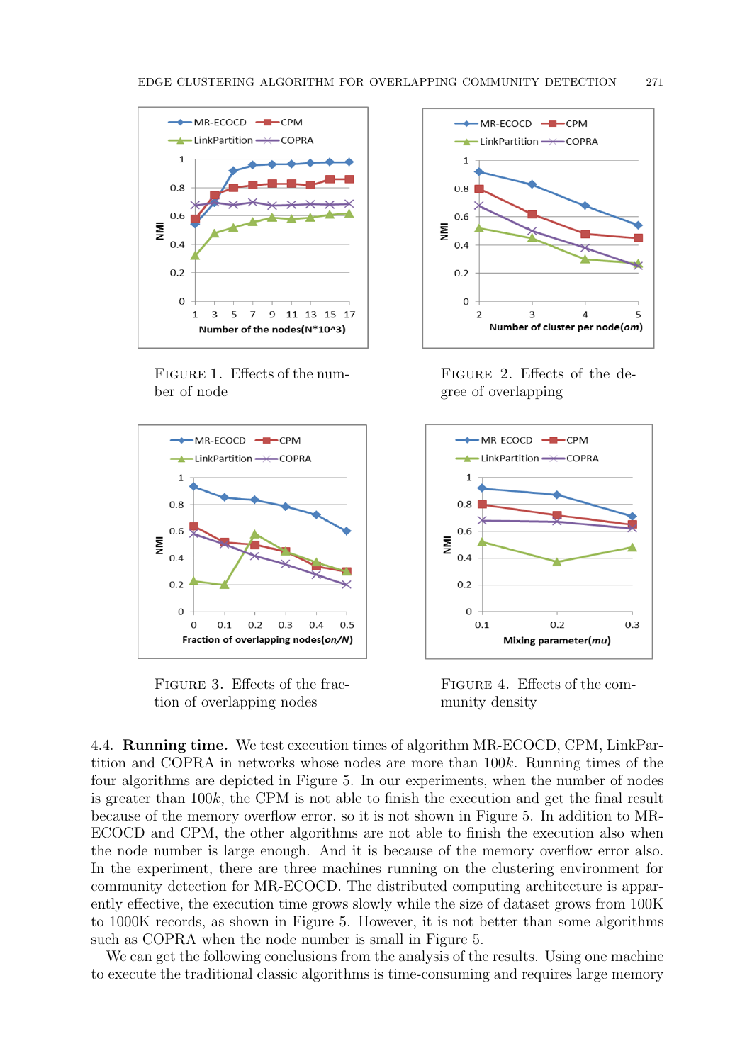FIGURE 1. Effects of the number of node

FIGURE 2. Effects of the degree of overlapping

FIGURE 3. Effects of the fraction of overlapping nodes

FIGURE 4. Effects of the community density

4.4. **Running time.** We test execution times of algorithm MR-ECOCD, CPM, LinkPartition and COPRA in networks whose nodes are more than $100k$. Running times of the four algorithms are depicted in Figure 5. In our experiments, when the number of nodes is greater than $100k$, the CPM is not able to finish the execution and get the final result because of the memory overflow error, so it is not shown in Figure 5. In addition to MR-ECOCD and CPM, the other algorithms are not able to finish the execution also when the node number is large enough. And it is because of the memory overflow error also. In the experiment, there are three machines running on the clustering environment for community detection for MR-ECOCD. The distributed computing architecture is apparently effective, the execution time grows slowly while the size of dataset grows from 100K to 1000K records, as shown in Figure 5. However, it is not better than some algorithms such as COPRA when the node number is small in Figure 5.

We can get the following conclusions from the analysis of the results. Using one machine to execute the traditional classic algorithms is time-consuming and requires large memory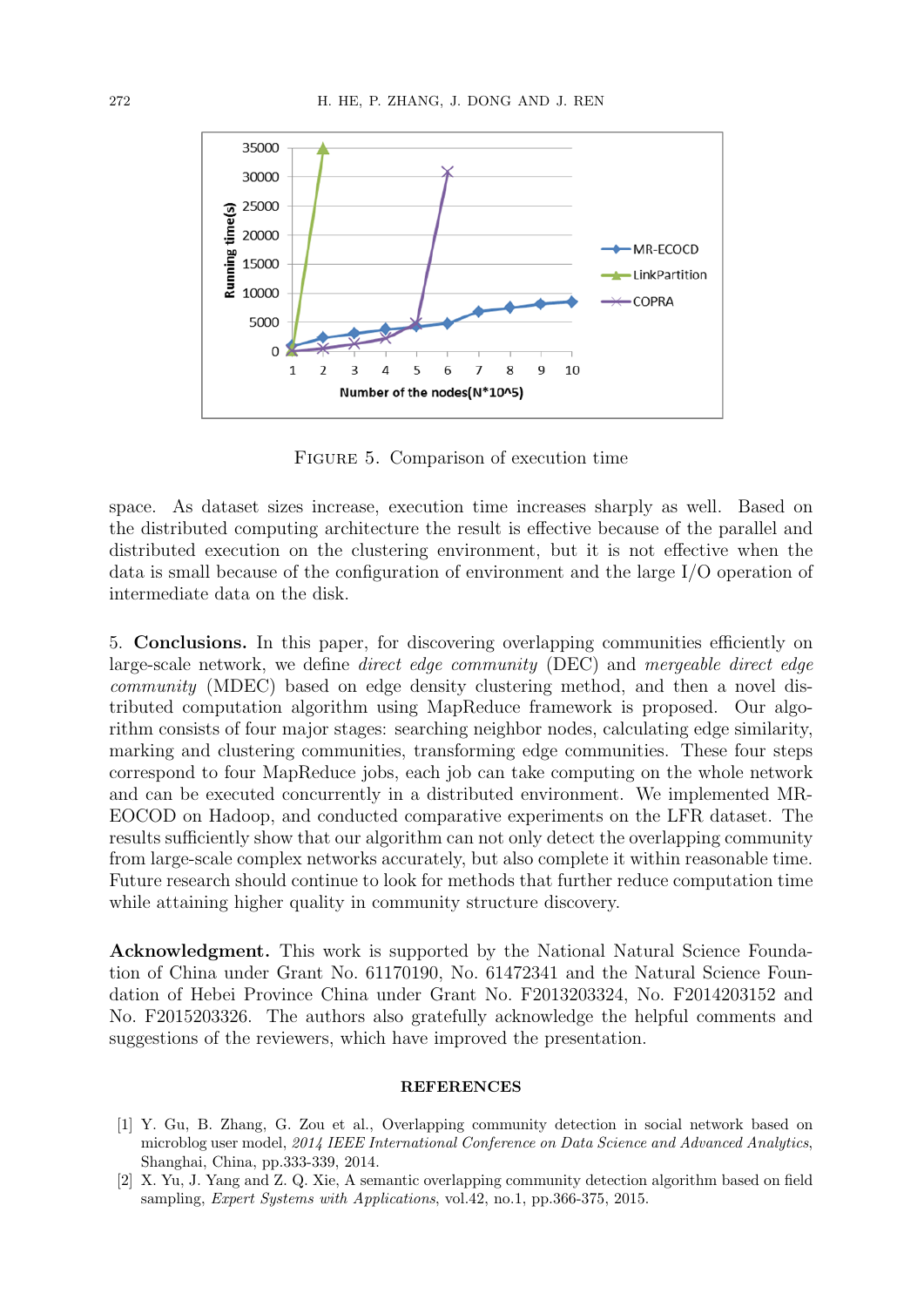FIGURE 5. Comparison of execution time

space. As dataset sizes increase, execution time increases sharply as well. Based on the distributed computing architecture the result is effective because of the parallel and distributed execution on the clustering environment, but it is not effective when the data is small because of the configuration of environment and the large I/O operation of intermediate data on the disk.

## 5. Conclusions.

In this paper, for discovering overlapping communities efficiently on large-scale network, we define *direct edge community* (DEC) and *mergeable direct edge community* (MDEC) based on edge density clustering method, and then a novel distributed computation algorithm using MapReduce framework is proposed. Our algorithm consists of four major stages: searching neighbor nodes, calculating edge similarity, marking and clustering communities, transforming edge communities. These four steps correspond to four MapReduce jobs, each job can take computing on the whole network and can be executed concurrently in a distributed environment. We implemented MR-EOCOD on Hadoop, and conducted comparative experiments on the LFR dataset. The results sufficiently show that our algorithm can not only detect the overlapping community from large-scale complex networks accurately, but also complete it within reasonable time. Future research should continue to look for methods that further reduce computation time while attaining higher quality in community structure discovery.

**Acknowledgment.** This work is supported by the National Natural Science Foundation of China under Grant No. 61170190, No. 61472341 and the Natural Science Foundation of Hebei Province China under Grant No. F2013203324, No. F2014203152 and No. F2015203326. The authors also gratefully acknowledge the helpful comments and suggestions of the reviewers, which have improved the presentation.

## REFERENCES

[1] Y. Gu, B. Zhang, G. Zou et al., Overlapping community detection in social network based on microblog user model, *2014 IEEE International Conference on Data Science and Advanced Analytics*, Shanghai, China, pp.333-339, 2014.

[2] X. Yu, J. Yang and Z. Q. Xie, A semantic overlapping community detection algorithm based on field sampling, *Expert Systems with Applications*, vol.42, no.1, pp.366-375, 2015.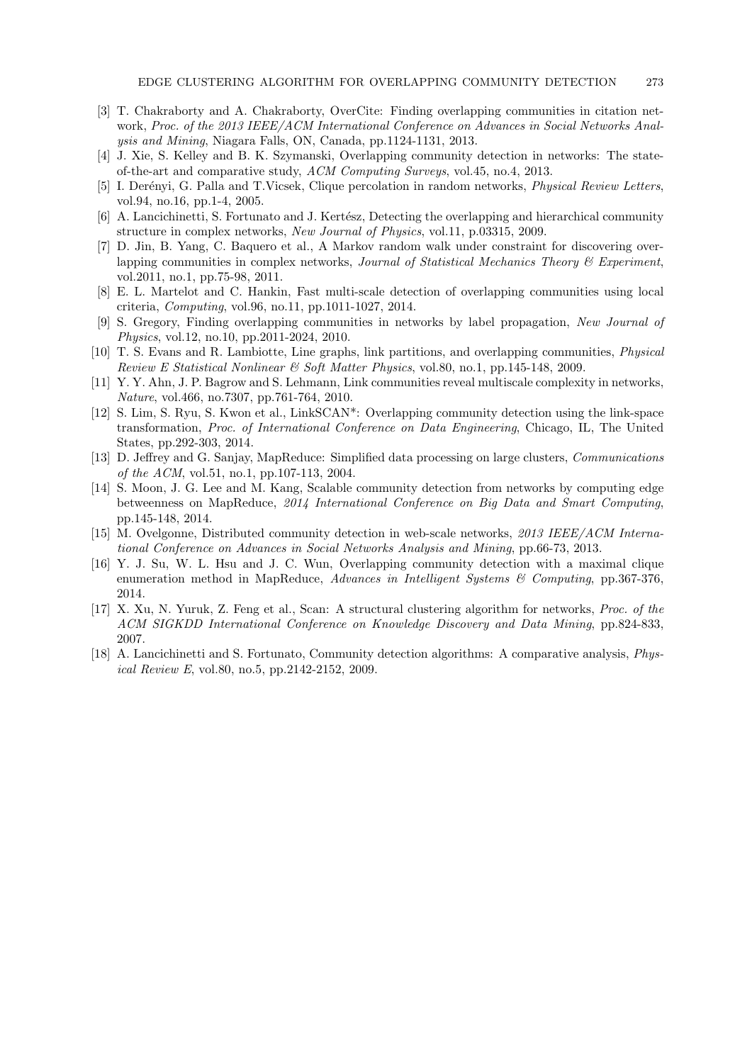[3] T. Chakraborty and A. Chakraborty, OverCite: Finding overlapping communities in citation network, *Proc. of the 2013 IEEE/ACM International Conference on Advances in Social Networks Analysis and Mining*, Niagara Falls, ON, Canada, pp.1124-1131, 2013.

[4] J. Xie, S. Kelley and B. K. Szymanski, Overlapping community detection in networks: The state-of-the-art and comparative study, *ACM Computing Surveys*, vol.45, no.4, 2013.

[5] I. Derényi, G. Palla and T.Vicsek, Clique percolation in random networks, *Physical Review Letters*, vol.94, no.16, pp.1-4, 2005.

[6] A. Lancichinetti, S. Fortunato and J. Kertész, Detecting the overlapping and hierarchical community structure in complex networks, *New Journal of Physics*, vol.11, p.03315, 2009.

[7] D. Jin, B. Yang, C. Baquero et al., A Markov random walk under constraint for discovering overlapping communities in complex networks, *Journal of Statistical Mechanics Theory & Experiment*, vol.2011, no.1, pp.75-98, 2011.

[8] E. L. Martelot and C. Hankin, Fast multi-scale detection of overlapping communities using local criteria, *Computing*, vol.96, no.11, pp.1011-1027, 2014.

[9] S. Gregory, Finding overlapping communities in networks by label propagation, *New Journal of Physics*, vol.12, no.10, pp.2011-2024, 2010.

[10] T. S. Evans and R. Lambiotte, Line graphs, link partitions, and overlapping communities, *Physical Review E Statistical Nonlinear & Soft Matter Physics*, vol.80, no.1, pp.145-148, 2009.

[11] Y. Y. Ahn, J. P. Bagrow and S. Lehmann, Link communities reveal multiscale complexity in networks, *Nature*, vol.466, no.7307, pp.761-764, 2010.

[12] S. Lim, S. Ryu, S. Kwon et al., LinkSCAN*: Overlapping community detection using the link-space transformation, *Proc. of International Conference on Data Engineering*, Chicago, IL, The United States, pp.292-303, 2014.

[13] D. Jeffrey and G. Sanjay, MapReduce: Simplified data processing on large clusters, *Communications of the ACM*, vol.51, no.1, pp.107-113, 2004.

[14] S. Moon, J. G. Lee and M. Kang, Scalable community detection from networks by computing edge betweenness on MapReduce, *2014 International Conference on Big Data and Smart Computing*, pp.145-148, 2014.

[15] M. Ovelgonne, Distributed community detection in web-scale networks, *2013 IEEE/ACM International Conference on Advances in Social Networks Analysis and Mining*, pp.66-73, 2013.

[16] Y. J. Su, W. L. Hsu and J. C. Wun, Overlapping community detection with a maximal clique enumeration method in MapReduce, *Advances in Intelligent Systems & Computing*, pp.367-376, 2014.

[17] X. Xu, N. Yuruk, Z. Feng et al., Scan: A structural clustering algorithm for networks, *Proc. of the ACM SIGKDD International Conference on Knowledge Discovery and Data Mining*, pp.824-833, 2007.

[18] A. Lancichinetti and S. Fortunato, Community detection algorithms: A comparative analysis, *Physical Review E*, vol.80, no.5, pp.2142-2152, 2009.